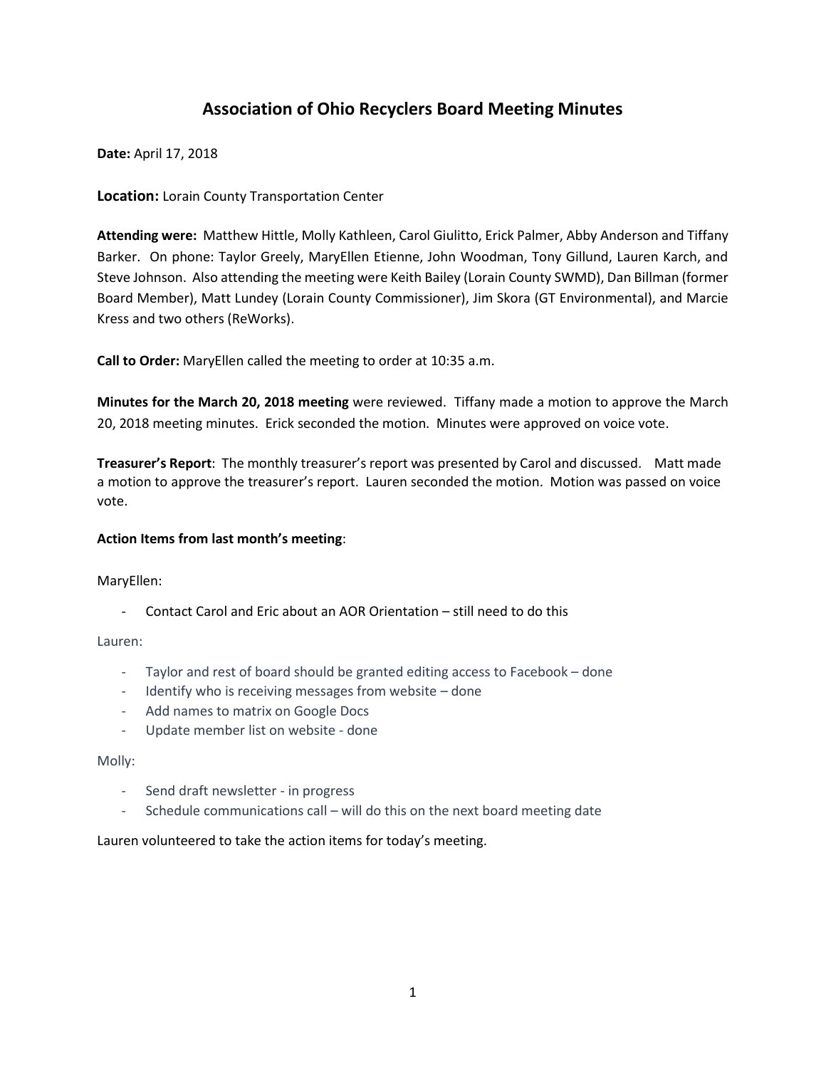# Association of Ohio Recyclers Board Meeting Minutes

**Date:** April 17, 2018

**Location:** Lorain County Transportation Center

**Attending were:** Matthew Hittle, Molly Kathleen, Carol Giulitto, Erick Palmer, Abby Anderson and Tiffany Barker. On phone: Taylor Greely, MaryEllen Etienne, John Woodman, Tony Gillund, Lauren Karch, and Steve Johnson. Also attending the meeting were Keith Bailey (Lorain County SWMD), Dan Billman (former Board Member), Matt Lundey (Lorain County Commissioner), Jim Skora (GT Environmental), and Marcie Kress and two others (ReWorks).

**Call to Order:** MaryEllen called the meeting to order at 10:35 a.m.

**Minutes for the March 20, 2018 meeting** were reviewed. Tiffany made a motion to approve the March 20, 2018 meeting minutes. Erick seconded the motion. Minutes were approved on voice vote.

**Treasurer's Report**: The monthly treasurer's report was presented by Carol and discussed. Matt made a motion to approve the treasurer's report. Lauren seconded the motion. Motion was passed on voice vote.

**Action Items from last month's meeting**:

MaryEllen:

- Contact Carol and Eric about an AOR Orientation – still need to do this

Lauren:

- Taylor and rest of board should be granted editing access to Facebook – done
- Identify who is receiving messages from website – done
- Add names to matrix on Google Docs
- Update member list on website - done

Molly:

- Send draft newsletter - in progress
- Schedule communications call – will do this on the next board meeting date

Lauren volunteered to take the action items for today's meeting.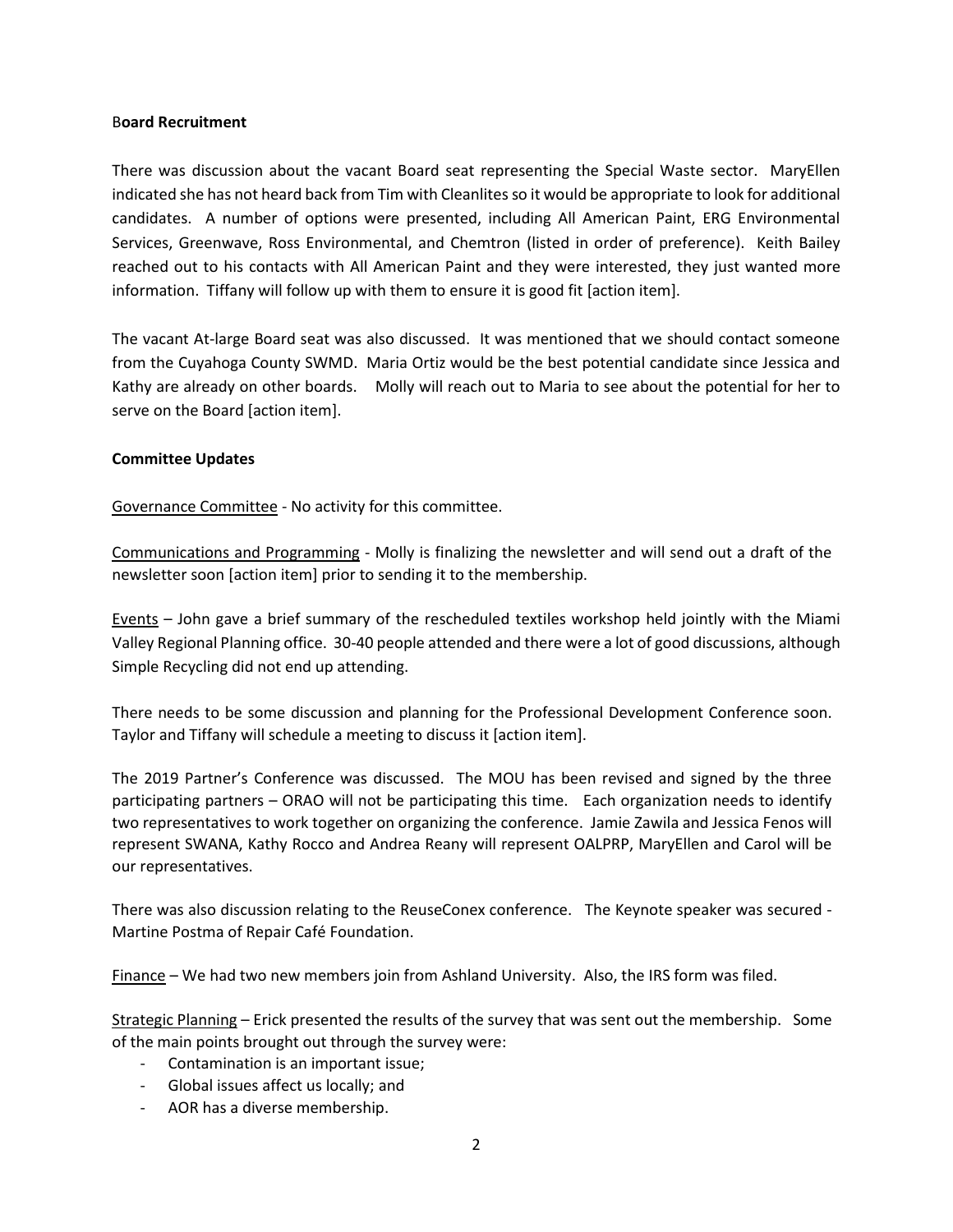**Board Recruitment**

There was discussion about the vacant Board seat representing the Special Waste sector. MaryEllen indicated she has not heard back from Tim with Cleanlites so it would be appropriate to look for additional candidates. A number of options were presented, including All American Paint, ERG Environmental Services, Greenwave, Ross Environmental, and Chemtron (listed in order of preference). Keith Bailey reached out to his contacts with All American Paint and they were interested, they just wanted more information. Tiffany will follow up with them to ensure it is good fit [action item].

The vacant At-large Board seat was also discussed. It was mentioned that we should contact someone from the Cuyahoga County SWMD. Maria Ortiz would be the best potential candidate since Jessica and Kathy are already on other boards. Molly will reach out to Maria to see about the potential for her to serve on the Board [action item].

**Committee Updates**

Governance Committee - No activity for this committee.

Communications and Programming - Molly is finalizing the newsletter and will send out a draft of the newsletter soon [action item] prior to sending it to the membership.

Events – John gave a brief summary of the rescheduled textiles workshop held jointly with the Miami Valley Regional Planning office. 30-40 people attended and there were a lot of good discussions, although Simple Recycling did not end up attending.

There needs to be some discussion and planning for the Professional Development Conference soon. Taylor and Tiffany will schedule a meeting to discuss it [action item].

The 2019 Partner's Conference was discussed. The MOU has been revised and signed by the three participating partners – ORAO will not be participating this time. Each organization needs to identify two representatives to work together on organizing the conference. Jamie Zawila and Jessica Fenos will represent SWANA, Kathy Rocco and Andrea Reany will represent OALPRP, MaryEllen and Carol will be our representatives.

There was also discussion relating to the ReuseConex conference. The Keynote speaker was secured - Martine Postma of Repair Café Foundation.

Finance – We had two new members join from Ashland University. Also, the IRS form was filed.

Strategic Planning – Erick presented the results of the survey that was sent out the membership. Some of the main points brought out through the survey were:

- Contamination is an important issue;
- Global issues affect us locally; and
- AOR has a diverse membership.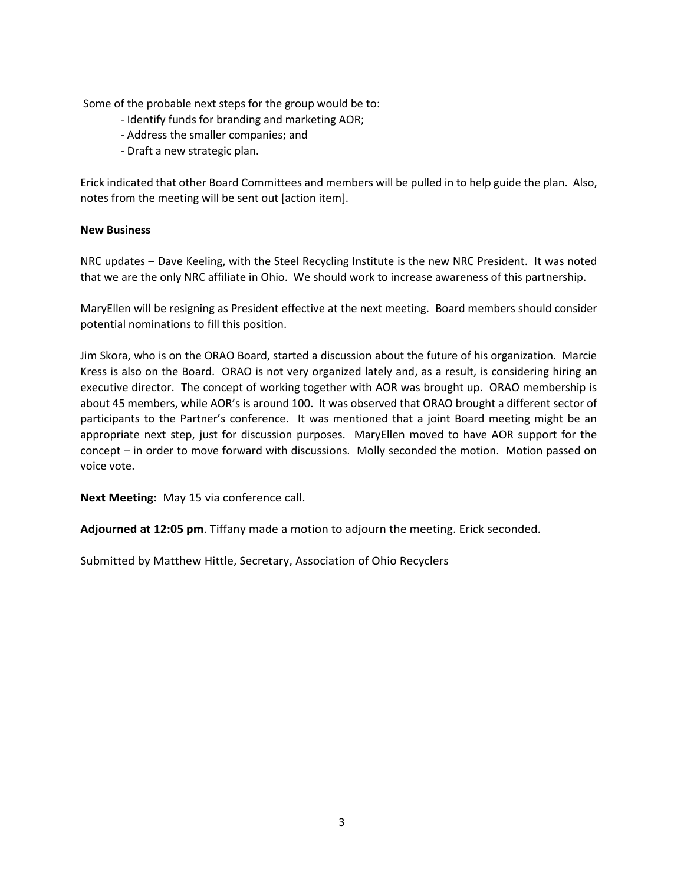Some of the probable next steps for the group would be to:

- Identify funds for branding and marketing AOR;
- Address the smaller companies; and
- Draft a new strategic plan.

Erick indicated that other Board Committees and members will be pulled in to help guide the plan. Also, notes from the meeting will be sent out [action item].

**New Business**

NRC updates – Dave Keeling, with the Steel Recycling Institute is the new NRC President. It was noted that we are the only NRC affiliate in Ohio. We should work to increase awareness of this partnership.

MaryEllen will be resigning as President effective at the next meeting. Board members should consider potential nominations to fill this position.

Jim Skora, who is on the ORAO Board, started a discussion about the future of his organization. Marcie Kress is also on the Board. ORAO is not very organized lately and, as a result, is considering hiring an executive director. The concept of working together with AOR was brought up. ORAO membership is about 45 members, while AOR's is around 100. It was observed that ORAO brought a different sector of participants to the Partner's conference. It was mentioned that a joint Board meeting might be an appropriate next step, just for discussion purposes. MaryEllen moved to have AOR support for the concept – in order to move forward with discussions. Molly seconded the motion. Motion passed on voice vote.

**Next Meeting:** May 15 via conference call.

**Adjourned at 12:05 pm**. Tiffany made a motion to adjourn the meeting. Erick seconded.

Submitted by Matthew Hittle, Secretary, Association of Ohio Recyclers